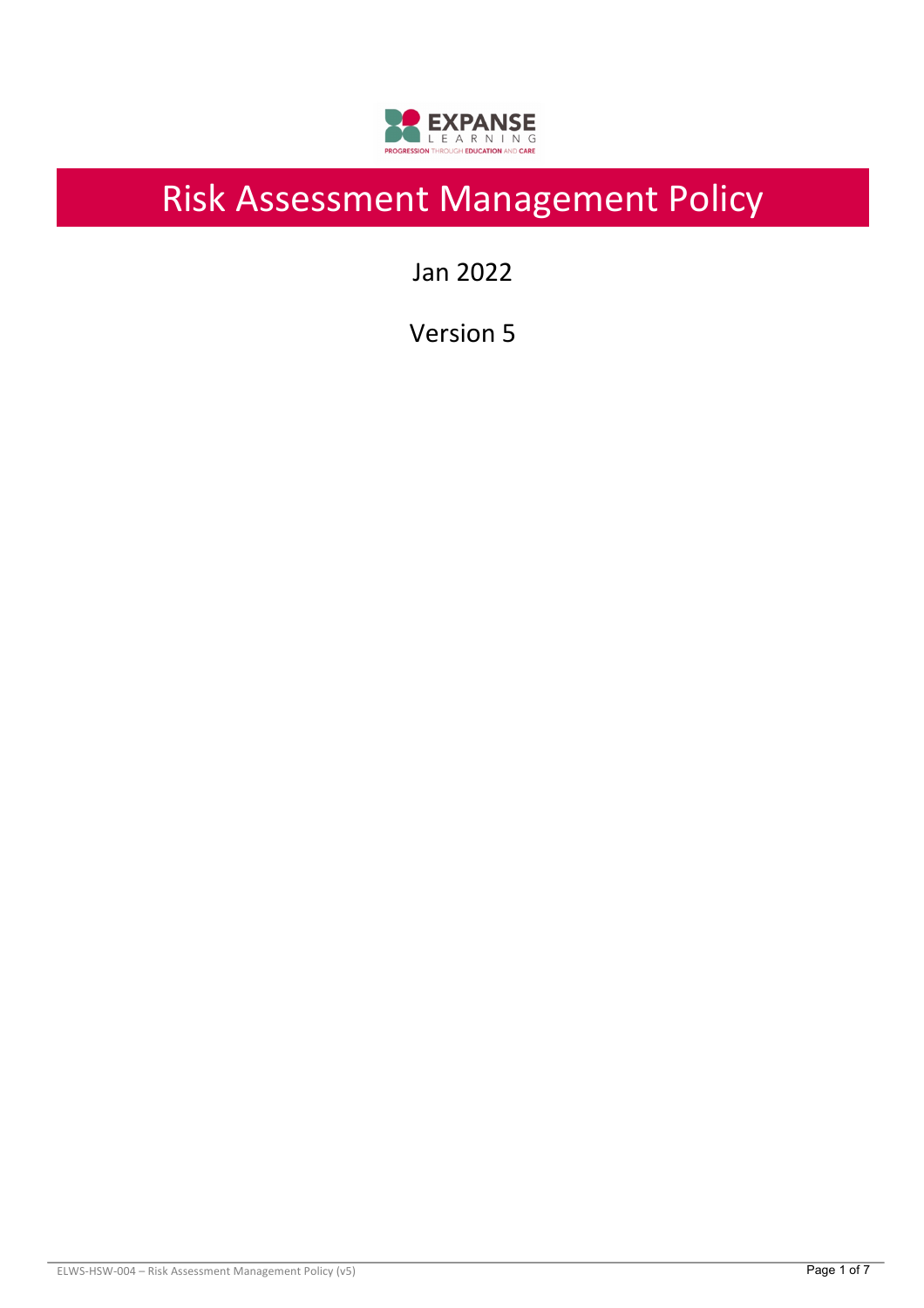EXPANSE LEARNING

PROGRESSION THROUGH EDUCATION AND CARE

# Risk Assessment Management Policy

Jan 2022

Version 5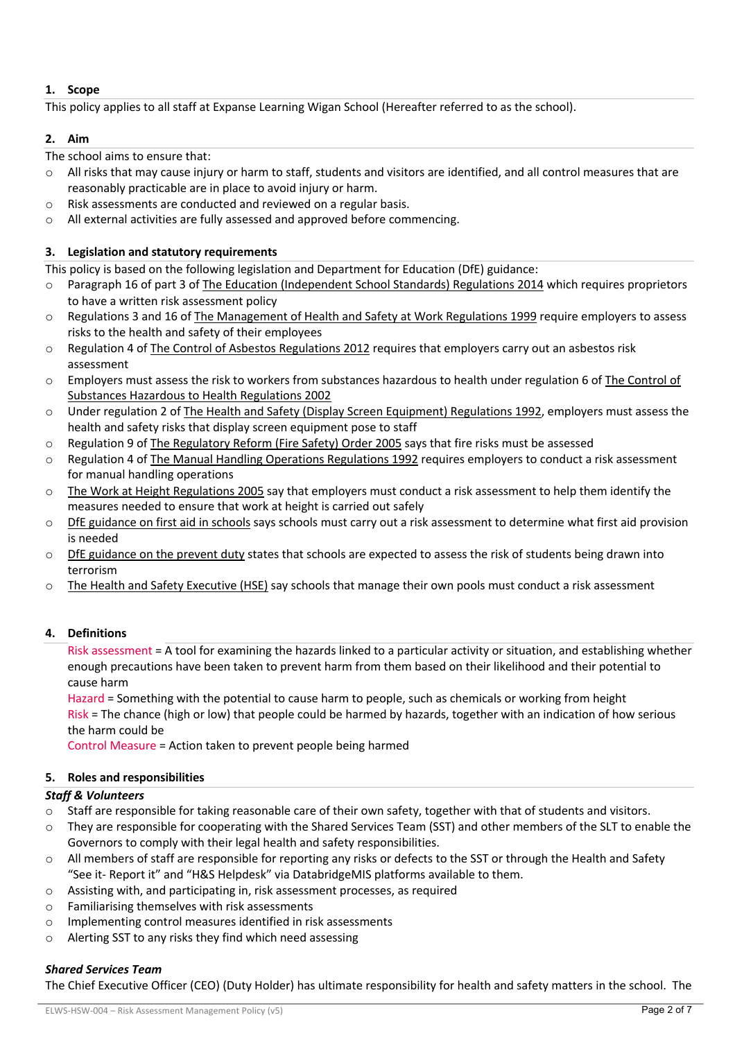## 1. Scope

This policy applies to all staff at Expanse Learning Wigan School (Hereafter referred to as the school).

## 2. Aim

The school aims to ensure that:

- All risks that may cause injury or harm to staff, students and visitors are identified, and all control measures that are reasonably practicable are in place to avoid injury or harm.
- Risk assessments are conducted and reviewed on a regular basis.
- All external activities are fully assessed and approved before commencing.

## 3. Legislation and statutory requirements

This policy is based on the following legislation and Department for Education (DfE) guidance:

- Paragraph 16 of part 3 of The Education (Independent School Standards) Regulations 2014 which requires proprietors to have a written risk assessment policy
- Regulations 3 and 16 of The Management of Health and Safety at Work Regulations 1999 require employers to assess risks to the health and safety of their employees
- Regulation 4 of The Control of Asbestos Regulations 2012 requires that employers carry out an asbestos risk assessment
- Employers must assess the risk to workers from substances hazardous to health under regulation 6 of The Control of Substances Hazardous to Health Regulations 2002
- Under regulation 2 of The Health and Safety (Display Screen Equipment) Regulations 1992, employers must assess the health and safety risks that display screen equipment pose to staff
- Regulation 9 of The Regulatory Reform (Fire Safety) Order 2005 says that fire risks must be assessed
- Regulation 4 of The Manual Handling Operations Regulations 1992 requires employers to conduct a risk assessment for manual handling operations
- The Work at Height Regulations 2005 say that employers must conduct a risk assessment to help them identify the measures needed to ensure that work at height is carried out safely
- DfE guidance on first aid in schools says schools must carry out a risk assessment to determine what first aid provision is needed
- DfE guidance on the prevent duty states that schools are expected to assess the risk of students being drawn into terrorism
- The Health and Safety Executive (HSE) say schools that manage their own pools must conduct a risk assessment

## 4. Definitions

Risk assessment = A tool for examining the hazards linked to a particular activity or situation, and establishing whether enough precautions have been taken to prevent harm from them based on their likelihood and their potential to cause harm

Hazard = Something with the potential to cause harm to people, such as chemicals or working from height

Risk = The chance (high or low) that people could be harmed by hazards, together with an indication of how serious the harm could be

Control Measure = Action taken to prevent people being harmed

## 5. Roles and responsibilities

***Staff & Volunteers***

- Staff are responsible for taking reasonable care of their own safety, together with that of students and visitors.
- They are responsible for cooperating with the Shared Services Team (SST) and other members of the SLT to enable the Governors to comply with their legal health and safety responsibilities.
- All members of staff are responsible for reporting any risks or defects to the SST or through the Health and Safety "See it- Report it" and "H&S Helpdesk" via DatabridgeMIS platforms available to them.
- Assisting with, and participating in, risk assessment processes, as required
- Familiarising themselves with risk assessments
- Implementing control measures identified in risk assessments
- Alerting SST to any risks they find which need assessing

***Shared Services Team***

The Chief Executive Officer (CEO) (Duty Holder) has ultimate responsibility for health and safety matters in the school. The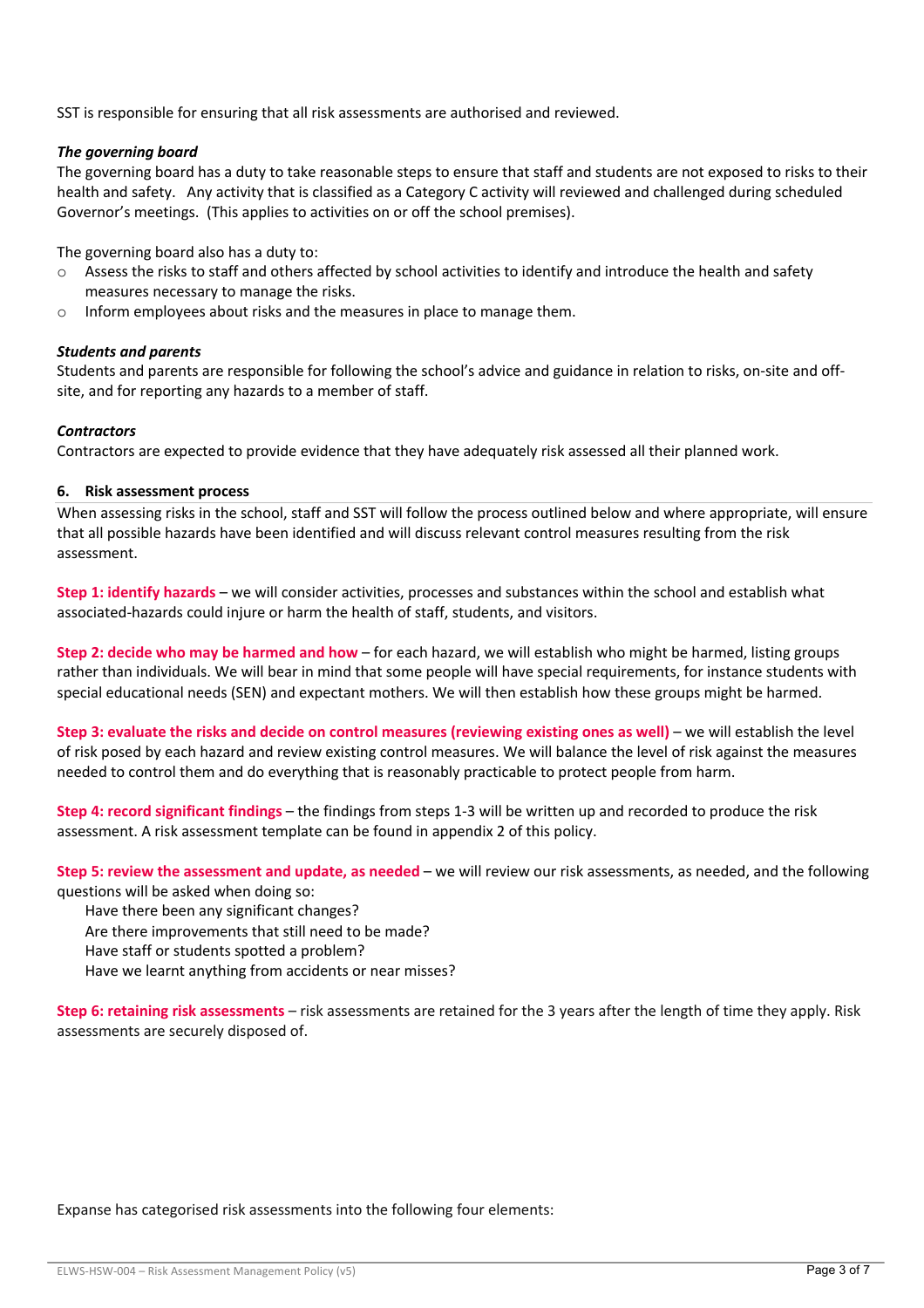SST is responsible for ensuring that all risk assessments are authorised and reviewed.

***The governing board***

The governing board has a duty to take reasonable steps to ensure that staff and students are not exposed to risks to their health and safety. Any activity that is classified as a Category C activity will reviewed and challenged during scheduled Governor's meetings. (This applies to activities on or off the school premises).

The governing board also has a duty to:

- Assess the risks to staff and others affected by school activities to identify and introduce the health and safety measures necessary to manage the risks.
- Inform employees about risks and the measures in place to manage them.

***Students and parents***

Students and parents are responsible for following the school's advice and guidance in relation to risks, on-site and off-site, and for reporting any hazards to a member of staff.

***Contractors***

Contractors are expected to provide evidence that they have adequately risk assessed all their planned work.

## 6. Risk assessment process

When assessing risks in the school, staff and SST will follow the process outlined below and where appropriate, will ensure that all possible hazards have been identified and will discuss relevant control measures resulting from the risk assessment.

**Step 1: identify hazards** – we will consider activities, processes and substances within the school and establish what associated-hazards could injure or harm the health of staff, students, and visitors.

**Step 2: decide who may be harmed and how** – for each hazard, we will establish who might be harmed, listing groups rather than individuals. We will bear in mind that some people will have special requirements, for instance students with special educational needs (SEN) and expectant mothers. We will then establish how these groups might be harmed.

**Step 3: evaluate the risks and decide on control measures (reviewing existing ones as well)** – we will establish the level of risk posed by each hazard and review existing control measures. We will balance the level of risk against the measures needed to control them and do everything that is reasonably practicable to protect people from harm.

**Step 4: record significant findings** – the findings from steps 1-3 will be written up and recorded to produce the risk assessment. A risk assessment template can be found in appendix 2 of this policy.

**Step 5: review the assessment and update, as needed** – we will review our risk assessments, as needed, and the following questions will be asked when doing so:

Have there been any significant changes?
Are there improvements that still need to be made?
Have staff or students spotted a problem?
Have we learnt anything from accidents or near misses?

**Step 6: retaining risk assessments** – risk assessments are retained for the 3 years after the length of time they apply. Risk assessments are securely disposed of.

Expanse has categorised risk assessments into the following four elements: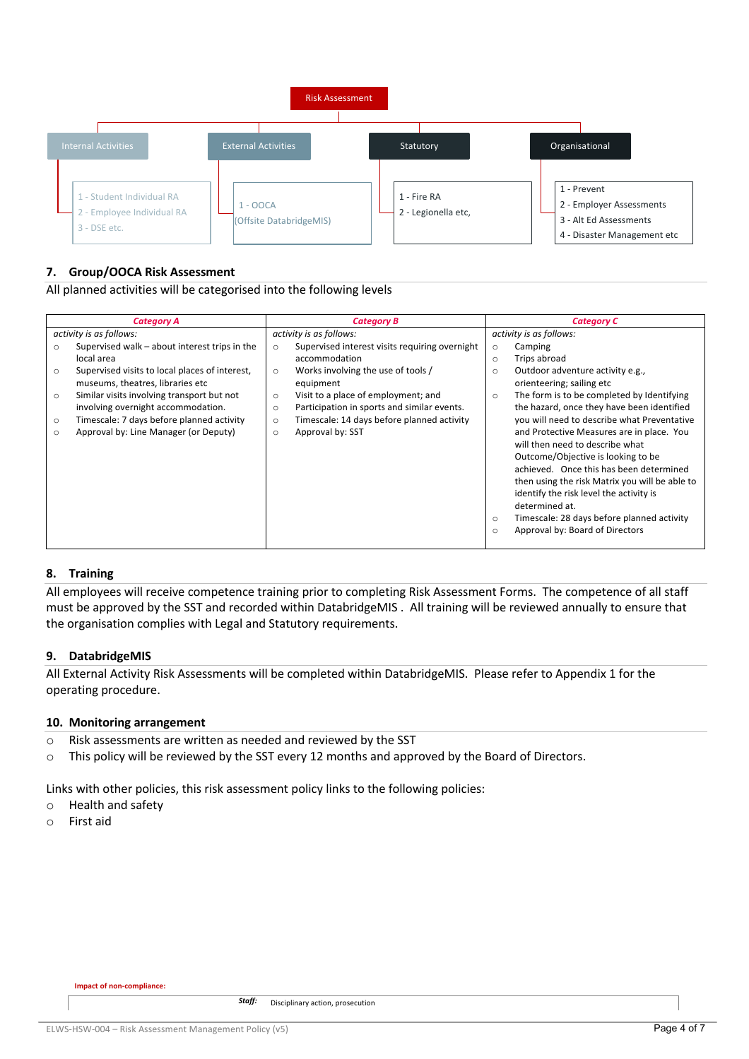Risk Assessment

- Internal Activities
  - 1 - Student Individual RA
  - 2 - Employee Individual RA
  - 3 - DSE etc.
- External Activities
  - 1 - OOCA (Offsite DatabridgeMIS)
- Statutory
  - 1 - Fire RA
  - 2 - Legionella etc,
- Organisational
  - 1 - Prevent
  - 2 - Employer Assessments
  - 3 - Alt Ed Assessments
  - 4 - Disaster Management etc

## 7. Group/OOCA Risk Assessment

All planned activities will be categorised into the following levels

| *Category A* | *Category B* | *Category C* |
|---|---|---|
| *activity is as follows:*<br>○ Supervised walk – about interest trips in the local area<br>○ Supervised visits to local places of interest, museums, theatres, libraries etc<br>○ Similar visits involving transport but not involving overnight accommodation.<br>○ Timescale: 7 days before planned activity<br>○ Approval by: Line Manager (or Deputy) | *activity is as follows:*<br>○ Supervised interest visits requiring overnight accommodation<br>○ Works involving the use of tools / equipment<br>○ Visit to a place of employment; and<br>○ Participation in sports and similar events.<br>○ Timescale: 14 days before planned activity<br>○ Approval by: SST | *activity is as follows:*<br>○ Camping<br>○ Trips abroad<br>○ Outdoor adventure activity e.g., orienteering; sailing etc<br>○ The form is to be completed by Identifying the hazard, once they have been identified you will need to describe what Preventative and Protective Measures are in place. You will then need to describe what Outcome/Objective is looking to be achieved. Once this has been determined then using the risk Matrix you will be able to identify the risk level the activity is determined at.<br>○ Timescale: 28 days before planned activity<br>○ Approval by: Board of Directors |

## 8. Training

All employees will receive competence training prior to completing Risk Assessment Forms. The competence of all staff must be approved by the SST and recorded within DatabridgeMIS . All training will be reviewed annually to ensure that the organisation complies with Legal and Statutory requirements.

## 9. DatabridgeMIS

All External Activity Risk Assessments will be completed within DatabridgeMIS. Please refer to Appendix 1 for the operating procedure.

## 10. Monitoring arrangement

- Risk assessments are written as needed and reviewed by the SST
- This policy will be reviewed by the SST every 12 months and approved by the Board of Directors.

Links with other policies, this risk assessment policy links to the following policies:

- Health and safety
- First aid

**Impact of non-compliance:**

| ***Staff:*** | Disciplinary action, prosecution |
|---|---|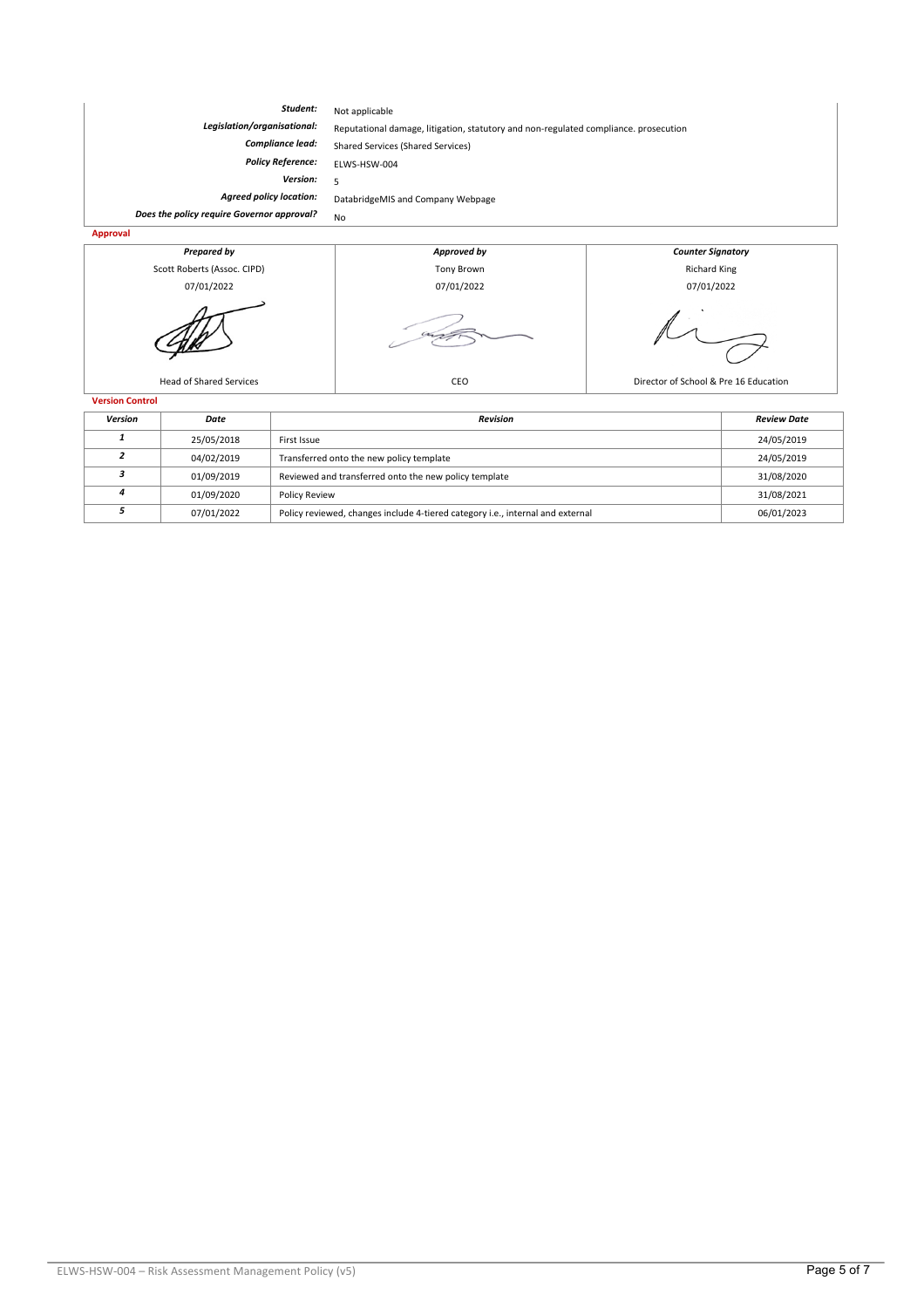| | |
|---|---|
| ***Student:*** | Not applicable |
| ***Legislation/organisational:*** | Reputational damage, litigation, statutory and non-regulated compliance. prosecution |
| ***Compliance lead:*** | Shared Services (Shared Services) |
| ***Policy Reference:*** | ELWS-HSW-004 |
| ***Version:*** | 5 |
| ***Agreed policy location:*** | DatabridgeMIS and Company Webpage |
| ***Does the policy require Governor approval?*** | No |

**Approval**

| *Prepared by* | *Approved by* | *Counter Signatory* |
|---|---|---|
| Scott Roberts (Assoc. CIPD) | Tony Brown | Richard King |
| 07/01/2022 | 07/01/2022 | 07/01/2022 |
| Head of Shared Services | CEO | Director of School & Pre 16 Education |

**Version Control**

| *Version* | *Date* | *Revision* | *Review Date* |
|---|---|---|---|
| *1* | 25/05/2018 | First Issue | 24/05/2019 |
| *2* | 04/02/2019 | Transferred onto the new policy template | 24/05/2019 |
| *3* | 01/09/2019 | Reviewed and transferred onto the new policy template | 31/08/2020 |
| *4* | 01/09/2020 | Policy Review | 31/08/2021 |
| *5* | 07/01/2022 | Policy reviewed, changes include 4-tiered category i.e., internal and external | 06/01/2023 |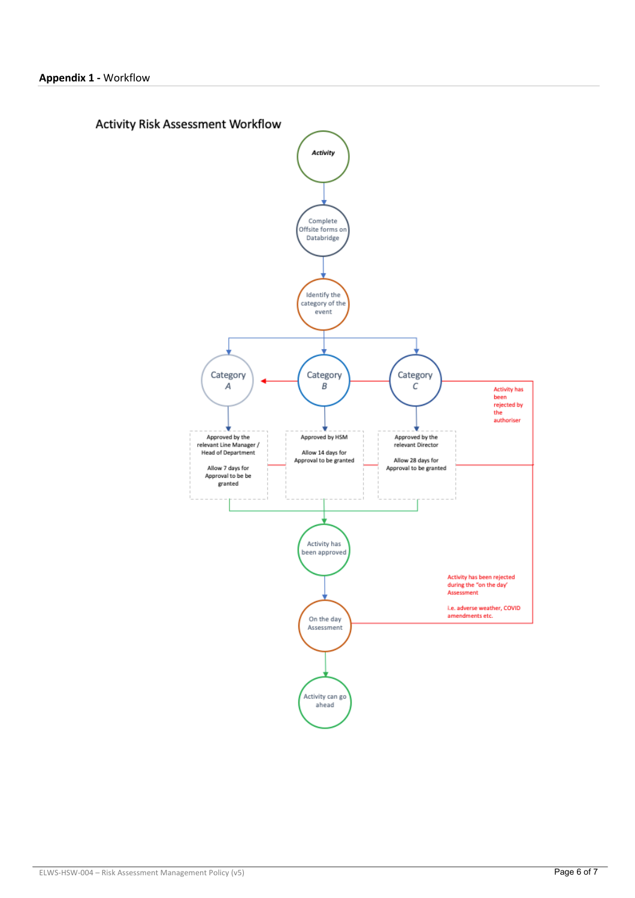**Appendix 1 -** Workflow

## Activity Risk Assessment Workflow

*Activity*

Complete Offsite forms on Databridge

Identify the category of the event

Category *A*

Category *B*

Category *C*

Activity has been rejected by the authoriser

Approved by the relevant Line Manager / Head of Department

Allow 7 days for Approval to be be granted

Approved by HSM

Allow 14 days for Approval to be granted

Approved by the relevant Director

Allow 28 days for Approval to be granted

Activity has been approved

Activity has been rejected during the "on the day' Assessment

i.e. adverse weather, COVID amendments etc.

On the day Assessment

Activity can go ahead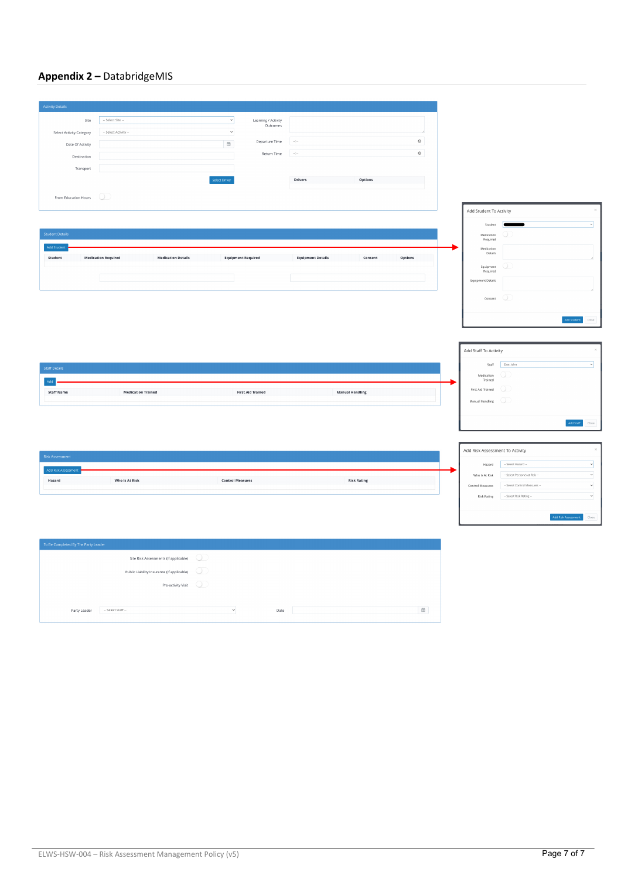## **Appendix 2 –** DatabridgeMIS

**Activity Details**

Site: -- Select Site --

Select Activity Category: -- Select Activity --

Date Of Activity

Destination

Transport

Select Driver

From Education Hours

Learning / Activity Outcomes

Departure Time

Return Time

| Drivers | Options |
|---|---|

**Student Details**

Add Student

| Student | Medication Required | Medication Details | Equipment Required | Equipment Details | Consent | Options |
|---|---|---|---|---|---|---|

**Add Student To Activity**

Student

Medication Required

Medication Details

Equipment Required

Equipment Details

Consent

Add Student Close

**Staff Details**

Add

| Staff Name | Medication Trained | First Aid Trained | Manual Handling |
|---|---|---|---|

**Add Staff To Activity**

Staff: Doe, John

Medication Trained

First Aid Trained

Manual Handling

Add Staff Close

**Risk Assessment**

Add Risk Assessment

| Hazard | Who Is At Risk | Control Measures | Risk Rating |
|---|---|---|---|

**Add Risk Assessment To Activity**

Hazard: -- Select Hazard --

Who is At Risk: -- Select Person/s at Risk --

Control Measures: -- Select Control Measures --

Risk Rating: -- Select Risk Rating --

Add Risk Assessment Close

**To Be Completed By The Party Leader**

Site Risk Assessments (if applicable)

Public Liability Insurance (if applicable)

Pre-activity Visit

Party Leader: -- Select Staff --

Date